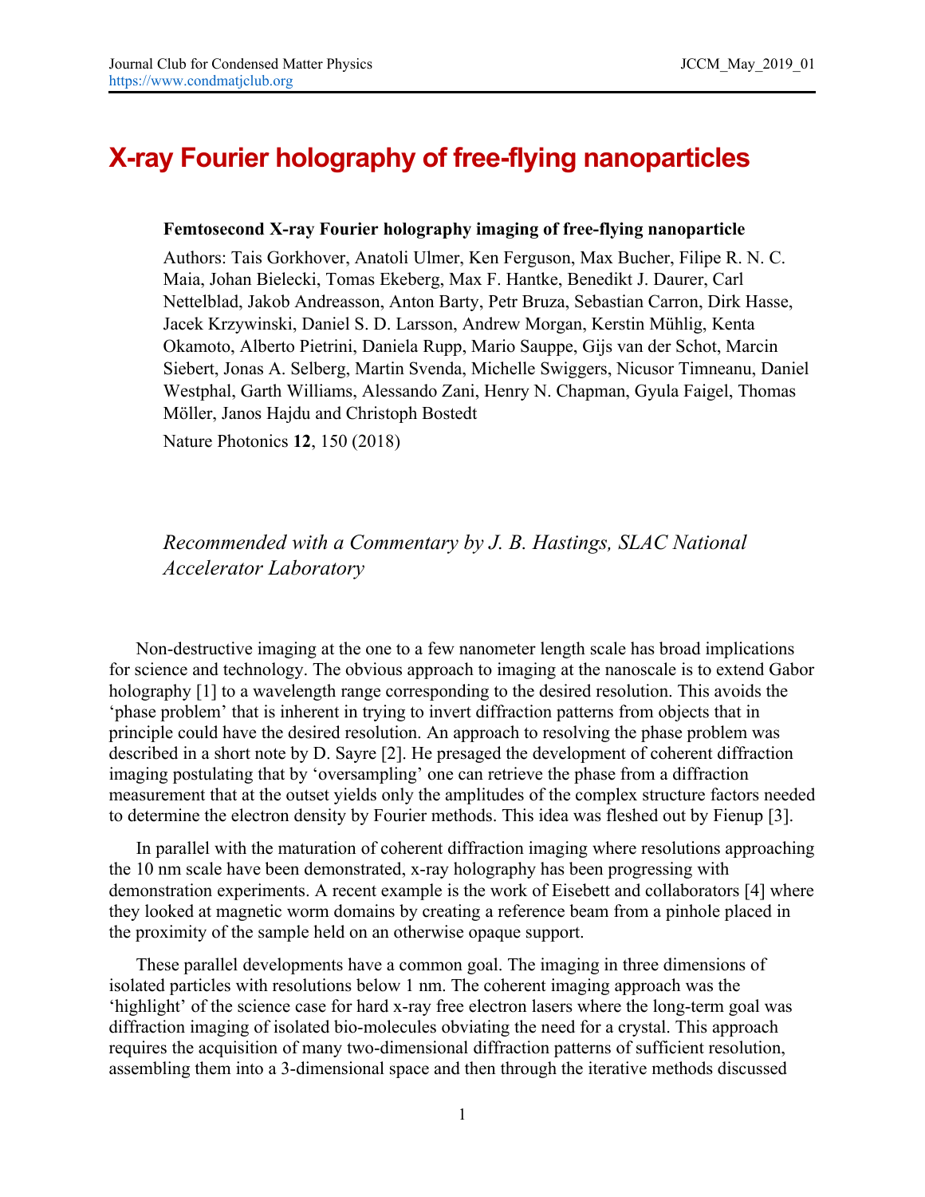# X-ray Fourier holography of free-flying nanoparticles

**Femtosecond X-ray Fourier holography imaging of free-flying nanoparticle**

Authors: Tais Gorkhover, Anatoli Ulmer, Ken Ferguson, Max Bucher, Filipe R. N. C. Maia, Johan Bielecki, Tomas Ekeberg, Max F. Hantke, Benedikt J. Daurer, Carl Nettelblad, Jakob Andreasson, Anton Barty, Petr Bruza, Sebastian Carron, Dirk Hasse, Jacek Krzywinski, Daniel S. D. Larsson, Andrew Morgan, Kerstin Mühlig, Kenta Okamoto, Alberto Pietrini, Daniela Rupp, Mario Sauppe, Gijs van der Schot, Marcin Siebert, Jonas A. Selberg, Martin Svenda, Michelle Swiggers, Nicusor Timneanu, Daniel Westphal, Garth Williams, Alessando Zani, Henry N. Chapman, Gyula Faigel, Thomas Möller, Janos Hajdu and Christoph Bostedt

Nature Photonics **12**, 150 (2018)

*Recommended with a Commentary by J. B. Hastings, SLAC National Accelerator Laboratory*

Non-destructive imaging at the one to a few nanometer length scale has broad implications for science and technology. The obvious approach to imaging at the nanoscale is to extend Gabor holography [1] to a wavelength range corresponding to the desired resolution. This avoids the 'phase problem' that is inherent in trying to invert diffraction patterns from objects that in principle could have the desired resolution. An approach to resolving the phase problem was described in a short note by D. Sayre [2]. He presaged the development of coherent diffraction imaging postulating that by 'oversampling' one can retrieve the phase from a diffraction measurement that at the outset yields only the amplitudes of the complex structure factors needed to determine the electron density by Fourier methods. This idea was fleshed out by Fienup [3].

In parallel with the maturation of coherent diffraction imaging where resolutions approaching the 10 nm scale have been demonstrated, x-ray holography has been progressing with demonstration experiments. A recent example is the work of Eisebett and collaborators [4] where they looked at magnetic worm domains by creating a reference beam from a pinhole placed in the proximity of the sample held on an otherwise opaque support.

These parallel developments have a common goal. The imaging in three dimensions of isolated particles with resolutions below 1 nm. The coherent imaging approach was the 'highlight' of the science case for hard x-ray free electron lasers where the long-term goal was diffraction imaging of isolated bio-molecules obviating the need for a crystal. This approach requires the acquisition of many two-dimensional diffraction patterns of sufficient resolution, assembling them into a 3-dimensional space and then through the iterative methods discussed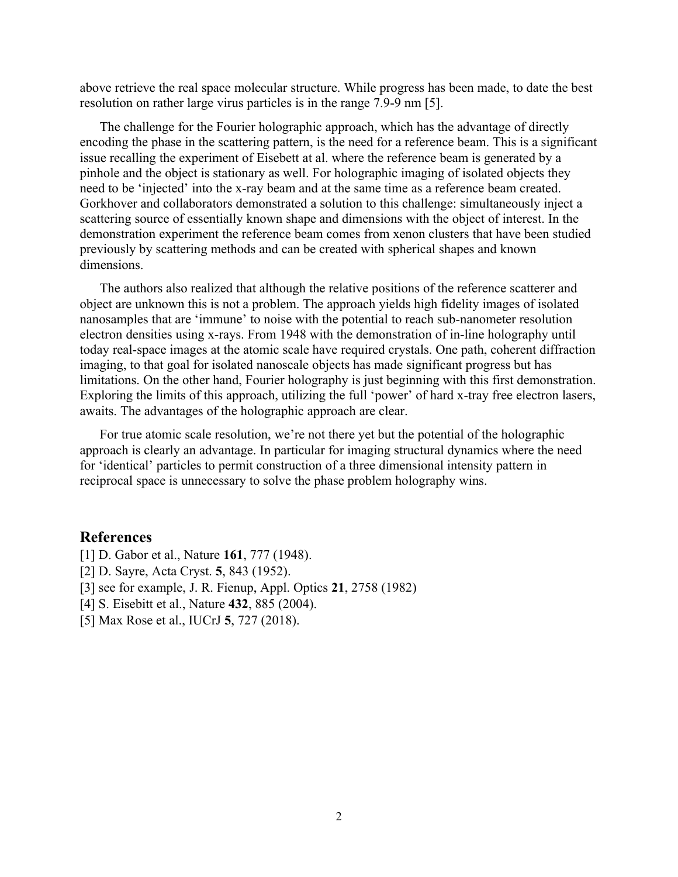above retrieve the real space molecular structure. While progress has been made, to date the best resolution on rather large virus particles is in the range 7.9-9 nm [5].

The challenge for the Fourier holographic approach, which has the advantage of directly encoding the phase in the scattering pattern, is the need for a reference beam. This is a significant issue recalling the experiment of Eisebett at al. where the reference beam is generated by a pinhole and the object is stationary as well. For holographic imaging of isolated objects they need to be 'injected' into the x-ray beam and at the same time as a reference beam created. Gorkhover and collaborators demonstrated a solution to this challenge: simultaneously inject a scattering source of essentially known shape and dimensions with the object of interest. In the demonstration experiment the reference beam comes from xenon clusters that have been studied previously by scattering methods and can be created with spherical shapes and known dimensions.

The authors also realized that although the relative positions of the reference scatterer and object are unknown this is not a problem. The approach yields high fidelity images of isolated nanosamples that are 'immune' to noise with the potential to reach sub-nanometer resolution electron densities using x-rays. From 1948 with the demonstration of in-line holography until today real-space images at the atomic scale have required crystals. One path, coherent diffraction imaging, to that goal for isolated nanoscale objects has made significant progress but has limitations. On the other hand, Fourier holography is just beginning with this first demonstration. Exploring the limits of this approach, utilizing the full 'power' of hard x-tray free electron lasers, awaits. The advantages of the holographic approach are clear.

For true atomic scale resolution, we're not there yet but the potential of the holographic approach is clearly an advantage. In particular for imaging structural dynamics where the need for 'identical' particles to permit construction of a three dimensional intensity pattern in reciprocal space is unnecessary to solve the phase problem holography wins.

## References

[1] D. Gabor et al., Nature **161**, 777 (1948).
[2] D. Sayre, Acta Cryst. **5**, 843 (1952).
[3] see for example, J. R. Fienup, Appl. Optics **21**, 2758 (1982)
[4] S. Eisebitt et al., Nature **432**, 885 (2004).
[5] Max Rose et al., IUCrJ **5**, 727 (2018).